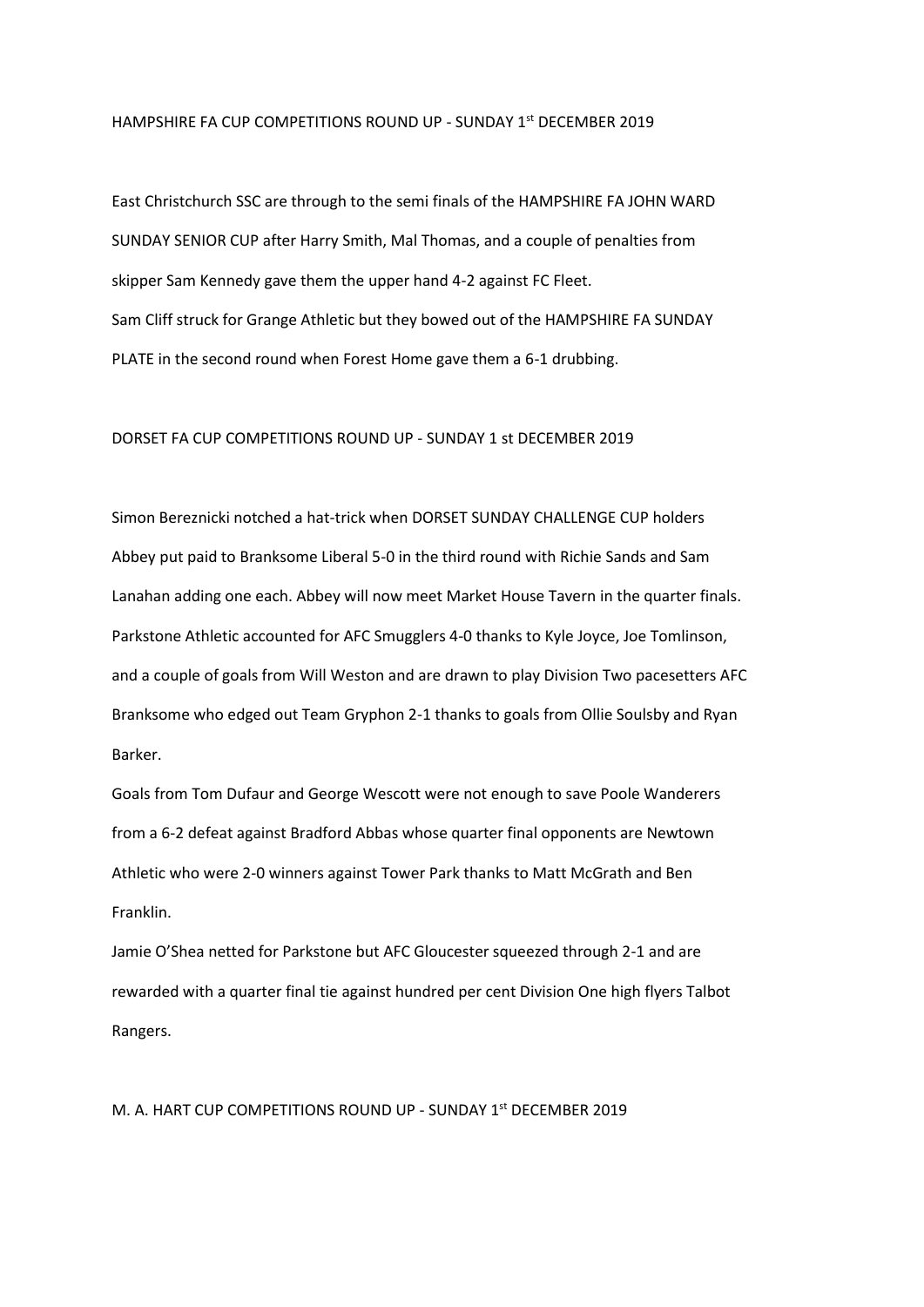## HAMPSHIRE FA CUP COMPETITIONS ROUND UP - SUNDAY 1st DECEMBER 2019

East Christchurch SSC are through to the semi finals of the HAMPSHIRE FA JOHN WARD SUNDAY SENIOR CUP after Harry Smith, Mal Thomas, and a couple of penalties from skipper Sam Kennedy gave them the upper hand 4-2 against FC Fleet.
Sam Cliff struck for Grange Athletic but they bowed out of the HAMPSHIRE FA SUNDAY PLATE in the second round when Forest Home gave them a 6-1 drubbing.

## DORSET FA CUP COMPETITIONS ROUND UP - SUNDAY 1 st DECEMBER 2019

Simon Bereznicki notched a hat-trick when DORSET SUNDAY CHALLENGE CUP holders Abbey put paid to Branksome Liberal 5-0 in the third round with Richie Sands and Sam Lanahan adding one each. Abbey will now meet Market House Tavern in the quarter finals.
Parkstone Athletic accounted for AFC Smugglers 4-0 thanks to Kyle Joyce, Joe Tomlinson, and a couple of goals from Will Weston and are drawn to play Division Two pacesetters AFC Branksome who edged out Team Gryphon 2-1 thanks to goals from Ollie Soulsby and Ryan Barker.
Goals from Tom Dufaur and George Wescott were not enough to save Poole Wanderers from a 6-2 defeat against Bradford Abbas whose quarter final opponents are Newtown Athletic who were 2-0 winners against Tower Park thanks to Matt McGrath and Ben Franklin.
Jamie O'Shea netted for Parkstone but AFC Gloucester squeezed through 2-1 and are rewarded with a quarter final tie against hundred per cent Division One high flyers Talbot Rangers.

## M. A. HART CUP COMPETITIONS ROUND UP - SUNDAY 1st DECEMBER 2019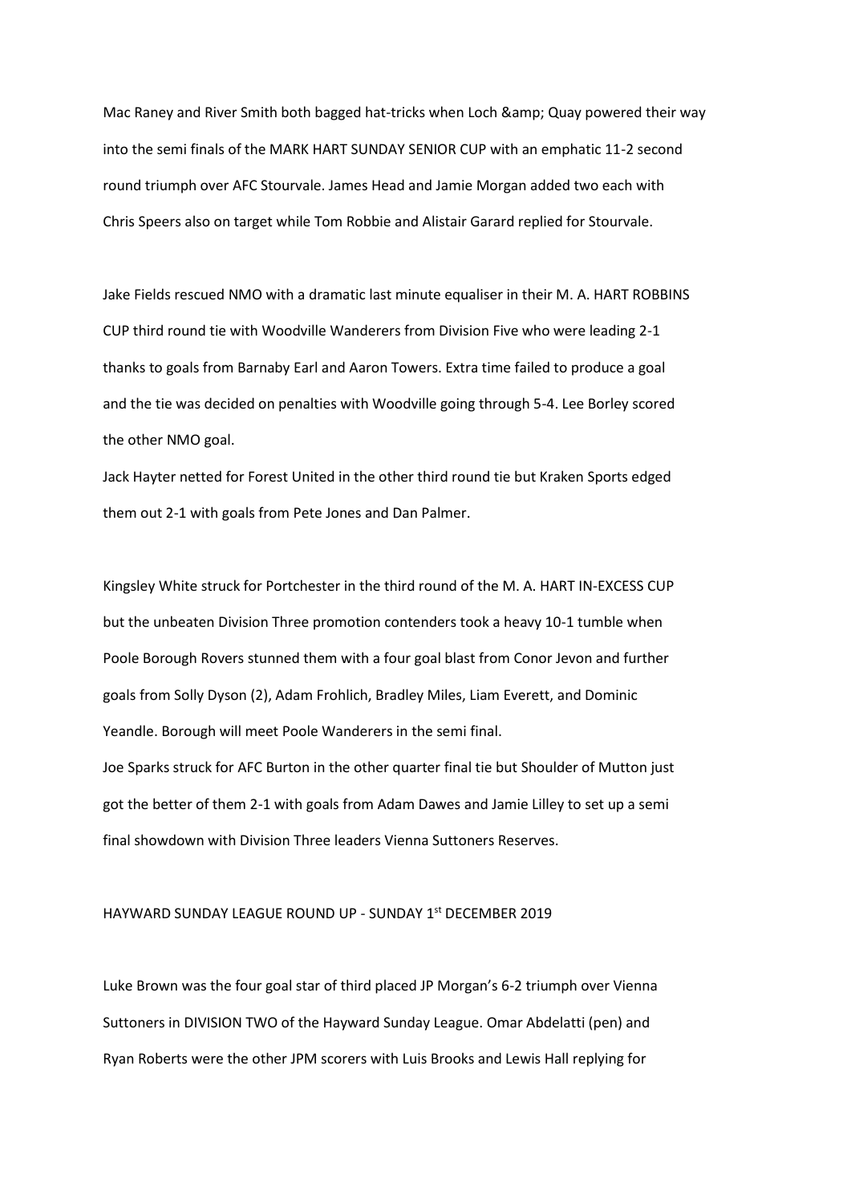Mac Raney and River Smith both bagged hat-tricks when Loch &amp; Quay powered their way into the semi finals of the MARK HART SUNDAY SENIOR CUP with an emphatic 11-2 second round triumph over AFC Stourvale. James Head and Jamie Morgan added two each with Chris Speers also on target while Tom Robbie and Alistair Garard replied for Stourvale.

Jake Fields rescued NMO with a dramatic last minute equaliser in their M. A. HART ROBBINS CUP third round tie with Woodville Wanderers from Division Five who were leading 2-1 thanks to goals from Barnaby Earl and Aaron Towers. Extra time failed to produce a goal and the tie was decided on penalties with Woodville going through 5-4. Lee Borley scored the other NMO goal.

Jack Hayter netted for Forest United in the other third round tie but Kraken Sports edged them out 2-1 with goals from Pete Jones and Dan Palmer.

Kingsley White struck for Portchester in the third round of the M. A. HART IN-EXCESS CUP but the unbeaten Division Three promotion contenders took a heavy 10-1 tumble when Poole Borough Rovers stunned them with a four goal blast from Conor Jevon and further goals from Solly Dyson (2), Adam Frohlich, Bradley Miles, Liam Everett, and Dominic Yeandle. Borough will meet Poole Wanderers in the semi final.

Joe Sparks struck for AFC Burton in the other quarter final tie but Shoulder of Mutton just got the better of them 2-1 with goals from Adam Dawes and Jamie Lilley to set up a semi final showdown with Division Three leaders Vienna Suttoners Reserves.

## HAYWARD SUNDAY LEAGUE ROUND UP - SUNDAY 1st DECEMBER 2019

Luke Brown was the four goal star of third placed JP Morgan's 6-2 triumph over Vienna Suttoners in DIVISION TWO of the Hayward Sunday League. Omar Abdelatti (pen) and Ryan Roberts were the other JPM scorers with Luis Brooks and Lewis Hall replying for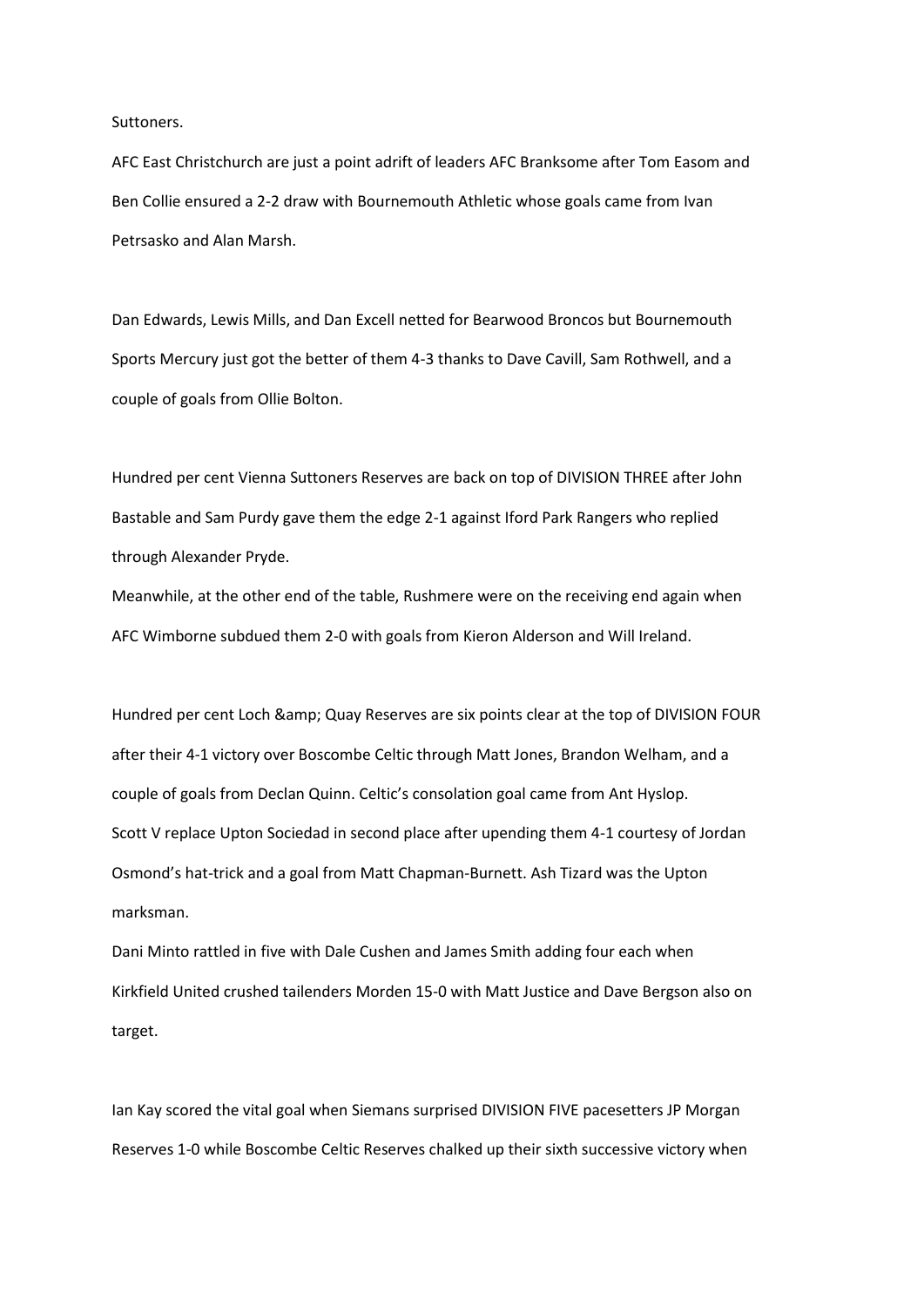Suttoners.

AFC East Christchurch are just a point adrift of leaders AFC Branksome after Tom Easom and Ben Collie ensured a 2-2 draw with Bournemouth Athletic whose goals came from Ivan Petrsasko and Alan Marsh.

Dan Edwards, Lewis Mills, and Dan Excell netted for Bearwood Broncos but Bournemouth Sports Mercury just got the better of them 4-3 thanks to Dave Cavill, Sam Rothwell, and a couple of goals from Ollie Bolton.

Hundred per cent Vienna Suttoners Reserves are back on top of DIVISION THREE after John Bastable and Sam Purdy gave them the edge 2-1 against Iford Park Rangers who replied through Alexander Pryde.

Meanwhile, at the other end of the table, Rushmere were on the receiving end again when AFC Wimborne subdued them 2-0 with goals from Kieron Alderson and Will Ireland.

Hundred per cent Loch &amp; Quay Reserves are six points clear at the top of DIVISION FOUR after their 4-1 victory over Boscombe Celtic through Matt Jones, Brandon Welham, and a couple of goals from Declan Quinn. Celtic's consolation goal came from Ant Hyslop.

Scott V replace Upton Sociedad in second place after upending them 4-1 courtesy of Jordan Osmond's hat-trick and a goal from Matt Chapman-Burnett. Ash Tizard was the Upton marksman.

Dani Minto rattled in five with Dale Cushen and James Smith adding four each when Kirkfield United crushed tailenders Morden 15-0 with Matt Justice and Dave Bergson also on target.

Ian Kay scored the vital goal when Siemans surprised DIVISION FIVE pacesetters JP Morgan Reserves 1-0 while Boscombe Celtic Reserves chalked up their sixth successive victory when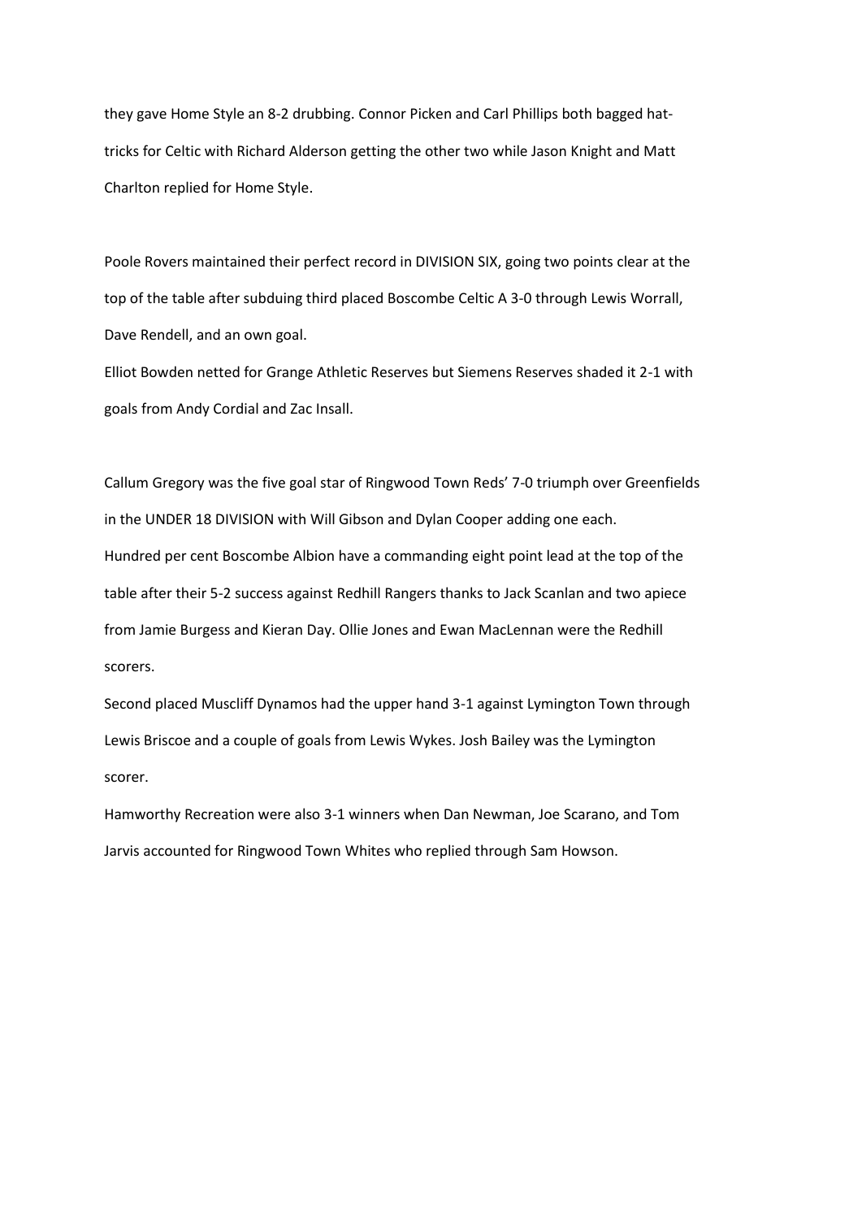they gave Home Style an 8-2 drubbing. Connor Picken and Carl Phillips both bagged hat-tricks for Celtic with Richard Alderson getting the other two while Jason Knight and Matt Charlton replied for Home Style.

Poole Rovers maintained their perfect record in DIVISION SIX, going two points clear at the top of the table after subduing third placed Boscombe Celtic A 3-0 through Lewis Worrall, Dave Rendell, and an own goal.
Elliot Bowden netted for Grange Athletic Reserves but Siemens Reserves shaded it 2-1 with goals from Andy Cordial and Zac Insall.

Callum Gregory was the five goal star of Ringwood Town Reds' 7-0 triumph over Greenfields in the UNDER 18 DIVISION with Will Gibson and Dylan Cooper adding one each.
Hundred per cent Boscombe Albion have a commanding eight point lead at the top of the table after their 5-2 success against Redhill Rangers thanks to Jack Scanlan and two apiece from Jamie Burgess and Kieran Day. Ollie Jones and Ewan MacLennan were the Redhill scorers.
Second placed Muscliff Dynamos had the upper hand 3-1 against Lymington Town through Lewis Briscoe and a couple of goals from Lewis Wykes. Josh Bailey was the Lymington scorer.
Hamworthy Recreation were also 3-1 winners when Dan Newman, Joe Scarano, and Tom Jarvis accounted for Ringwood Town Whites who replied through Sam Howson.